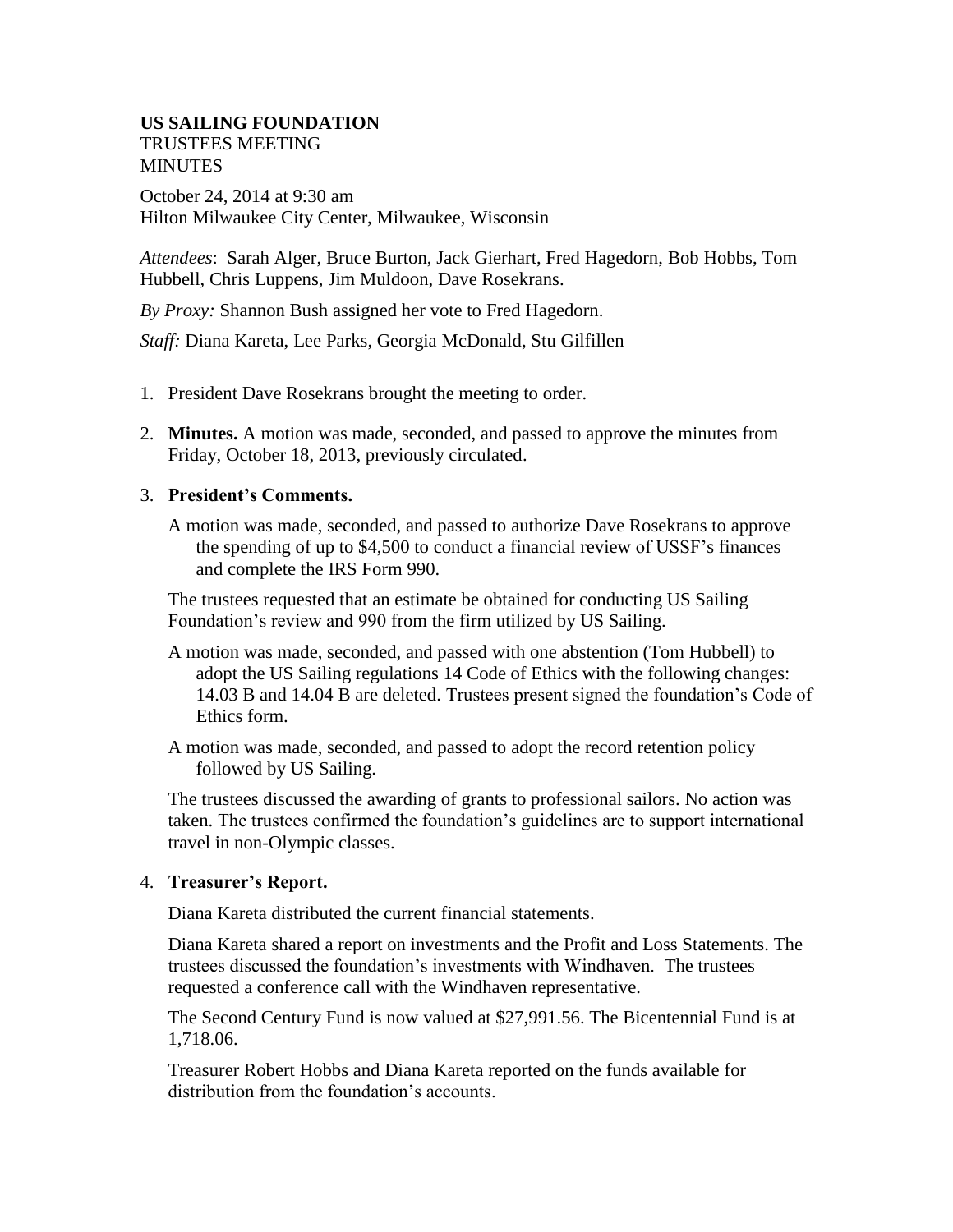**US SAILING FOUNDATION**
TRUSTEES MEETING
MINUTES

October 24, 2014 at 9:30 am
Hilton Milwaukee City Center, Milwaukee, Wisconsin

*Attendees*: Sarah Alger, Bruce Burton, Jack Gierhart, Fred Hagedorn, Bob Hobbs, Tom Hubbell, Chris Luppens, Jim Muldoon, Dave Rosekrans.

*By Proxy:* Shannon Bush assigned her vote to Fred Hagedorn.

*Staff:* Diana Kareta, Lee Parks, Georgia McDonald, Stu Gilfillen

1. President Dave Rosekrans brought the meeting to order.

2. **Minutes.** A motion was made, seconded, and passed to approve the minutes from Friday, October 18, 2013, previously circulated.

3. **President's Comments.**

   A motion was made, seconded, and passed to authorize Dave Rosekrans to approve the spending of up to $4,500 to conduct a financial review of USSF's finances and complete the IRS Form 990.

   The trustees requested that an estimate be obtained for conducting US Sailing Foundation's review and 990 from the firm utilized by US Sailing.

   A motion was made, seconded, and passed with one abstention (Tom Hubbell) to adopt the US Sailing regulations 14 Code of Ethics with the following changes: 14.03 B and 14.04 B are deleted. Trustees present signed the foundation's Code of Ethics form.

   A motion was made, seconded, and passed to adopt the record retention policy followed by US Sailing.

   The trustees discussed the awarding of grants to professional sailors. No action was taken. The trustees confirmed the foundation's guidelines are to support international travel in non-Olympic classes.

4. **Treasurer's Report.**

   Diana Kareta distributed the current financial statements.

   Diana Kareta shared a report on investments and the Profit and Loss Statements. The trustees discussed the foundation's investments with Windhaven. The trustees requested a conference call with the Windhaven representative.

   The Second Century Fund is now valued at $27,991.56. The Bicentennial Fund is at 1,718.06.

   Treasurer Robert Hobbs and Diana Kareta reported on the funds available for distribution from the foundation's accounts.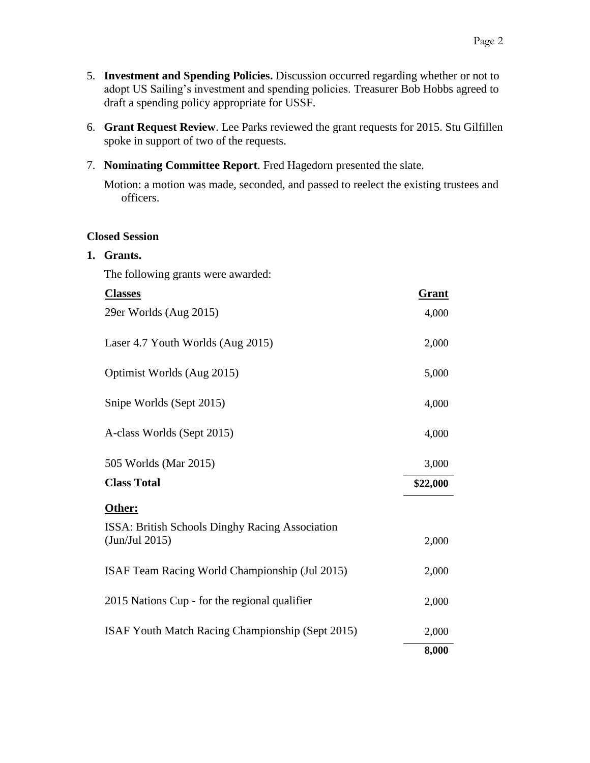5. **Investment and Spending Policies.** Discussion occurred regarding whether or not to adopt US Sailing's investment and spending policies. Treasurer Bob Hobbs agreed to draft a spending policy appropriate for USSF.

6. **Grant Request Review**. Lee Parks reviewed the grant requests for 2015. Stu Gilfillen spoke in support of two of the requests.

7. **Nominating Committee Report**. Fred Hagedorn presented the slate.

   Motion: a motion was made, seconded, and passed to reelect the existing trustees and officers.

**Closed Session**

**1. Grants.**

The following grants were awarded:

| **Classes** | **Grant** |
|---|---|
| 29er Worlds (Aug 2015) | 4,000 |
| Laser 4.7 Youth Worlds (Aug 2015) | 2,000 |
| Optimist Worlds (Aug 2015) | 5,000 |
| Snipe Worlds (Sept 2015) | 4,000 |
| A-class Worlds (Sept 2015) | 4,000 |
| 505 Worlds (Mar 2015) | 3,000 |
| **Class Total** | **$22,000** |
| **Other:** | |
| ISSA: British Schools Dinghy Racing Association (Jun/Jul 2015) | 2,000 |
| ISAF Team Racing World Championship (Jul 2015) | 2,000 |
| 2015 Nations Cup - for the regional qualifier | 2,000 |
| ISAF Youth Match Racing Championship (Sept 2015) | 2,000 |
| | **8,000** |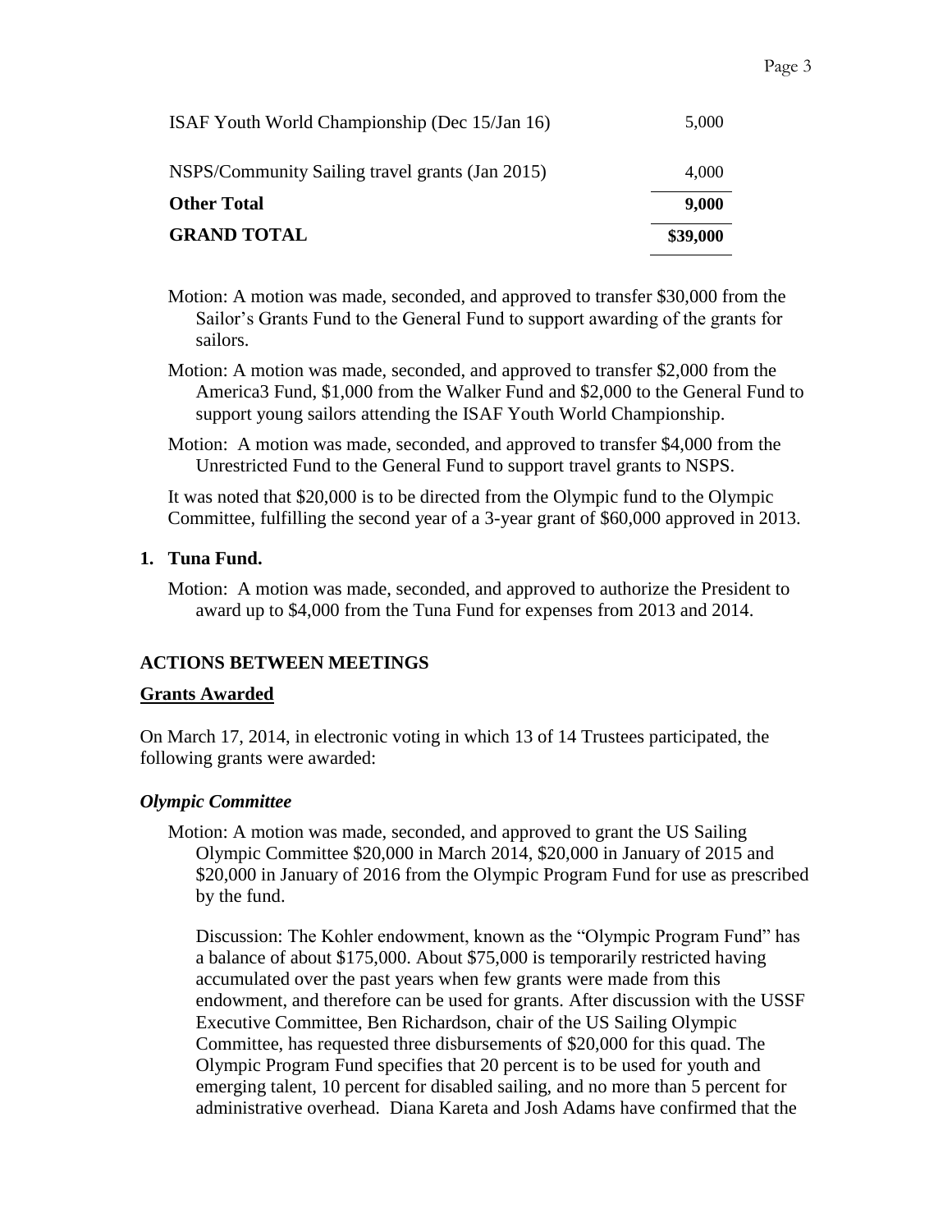| | |
|---|---|
| ISAF Youth World Championship (Dec 15/Jan 16) | 5,000 |
| NSPS/Community Sailing travel grants (Jan 2015) | 4,000 |
| **Other Total** | **9,000** |
| **GRAND TOTAL** | **$39,000** |

Motion: A motion was made, seconded, and approved to transfer $30,000 from the Sailor's Grants Fund to the General Fund to support awarding of the grants for sailors.

Motion: A motion was made, seconded, and approved to transfer $2,000 from the America3 Fund, $1,000 from the Walker Fund and $2,000 to the General Fund to support young sailors attending the ISAF Youth World Championship.

Motion: A motion was made, seconded, and approved to transfer $4,000 from the Unrestricted Fund to the General Fund to support travel grants to NSPS.

It was noted that $20,000 is to be directed from the Olympic fund to the Olympic Committee, fulfilling the second year of a 3-year grant of $60,000 approved in 2013.

**1. Tuna Fund.**

Motion: A motion was made, seconded, and approved to authorize the President to award up to $4,000 from the Tuna Fund for expenses from 2013 and 2014.

## ACTIONS BETWEEN MEETINGS

### Grants Awarded

On March 17, 2014, in electronic voting in which 13 of 14 Trustees participated, the following grants were awarded:

#### *Olympic Committee*

Motion: A motion was made, seconded, and approved to grant the US Sailing Olympic Committee $20,000 in March 2014, $20,000 in January of 2015 and $20,000 in January of 2016 from the Olympic Program Fund for use as prescribed by the fund.

Discussion: The Kohler endowment, known as the "Olympic Program Fund" has a balance of about $175,000. About $75,000 is temporarily restricted having accumulated over the past years when few grants were made from this endowment, and therefore can be used for grants. After discussion with the USSF Executive Committee, Ben Richardson, chair of the US Sailing Olympic Committee, has requested three disbursements of $20,000 for this quad. The Olympic Program Fund specifies that 20 percent is to be used for youth and emerging talent, 10 percent for disabled sailing, and no more than 5 percent for administrative overhead. Diana Kareta and Josh Adams have confirmed that the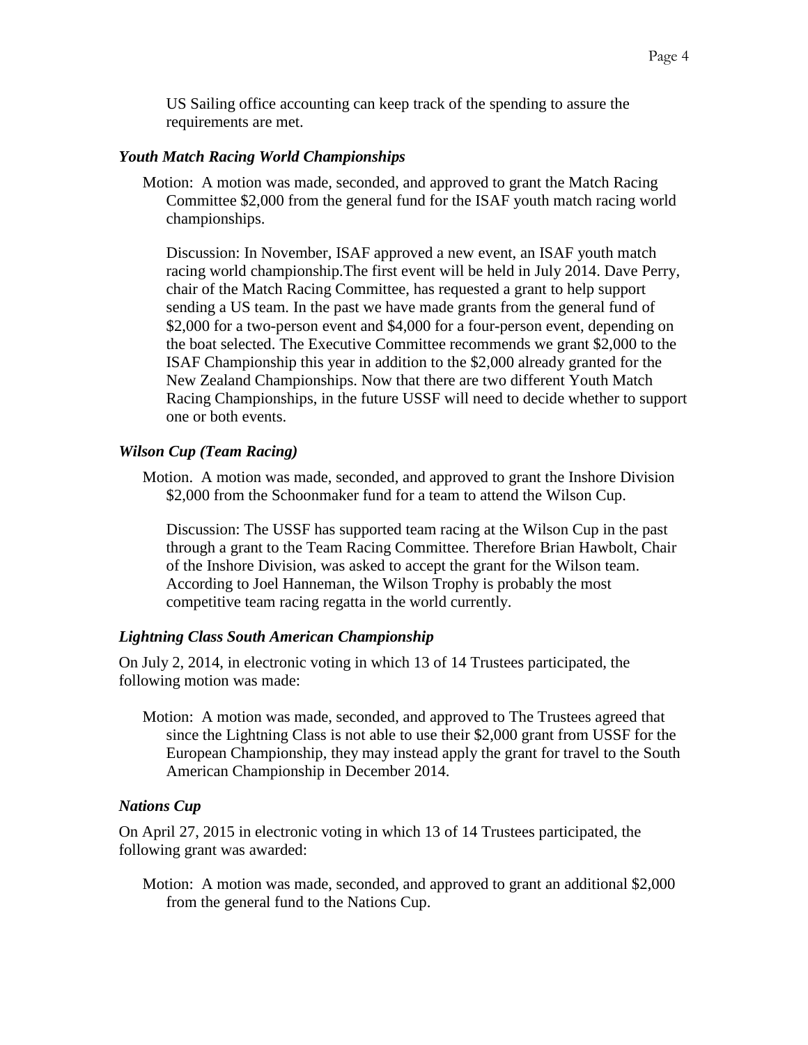US Sailing office accounting can keep track of the spending to assure the requirements are met.

### *Youth Match Racing World Championships*

Motion: A motion was made, seconded, and approved to grant the Match Racing Committee $2,000 from the general fund for the ISAF youth match racing world championships.

Discussion: In November, ISAF approved a new event, an ISAF youth match racing world championship.The first event will be held in July 2014. Dave Perry, chair of the Match Racing Committee, has requested a grant to help support sending a US team. In the past we have made grants from the general fund of $2,000 for a two-person event and $4,000 for a four-person event, depending on the boat selected. The Executive Committee recommends we grant $2,000 to the ISAF Championship this year in addition to the $2,000 already granted for the New Zealand Championships. Now that there are two different Youth Match Racing Championships, in the future USSF will need to decide whether to support one or both events.

### *Wilson Cup (Team Racing)*

Motion. A motion was made, seconded, and approved to grant the Inshore Division $2,000 from the Schoonmaker fund for a team to attend the Wilson Cup.

Discussion: The USSF has supported team racing at the Wilson Cup in the past through a grant to the Team Racing Committee. Therefore Brian Hawbolt, Chair of the Inshore Division, was asked to accept the grant for the Wilson team. According to Joel Hanneman, the Wilson Trophy is probably the most competitive team racing regatta in the world currently.

### *Lightning Class South American Championship*

On July 2, 2014, in electronic voting in which 13 of 14 Trustees participated, the following motion was made:

Motion: A motion was made, seconded, and approved to The Trustees agreed that since the Lightning Class is not able to use their $2,000 grant from USSF for the European Championship, they may instead apply the grant for travel to the South American Championship in December 2014.

### *Nations Cup*

On April 27, 2015 in electronic voting in which 13 of 14 Trustees participated, the following grant was awarded:

Motion: A motion was made, seconded, and approved to grant an additional $2,000 from the general fund to the Nations Cup.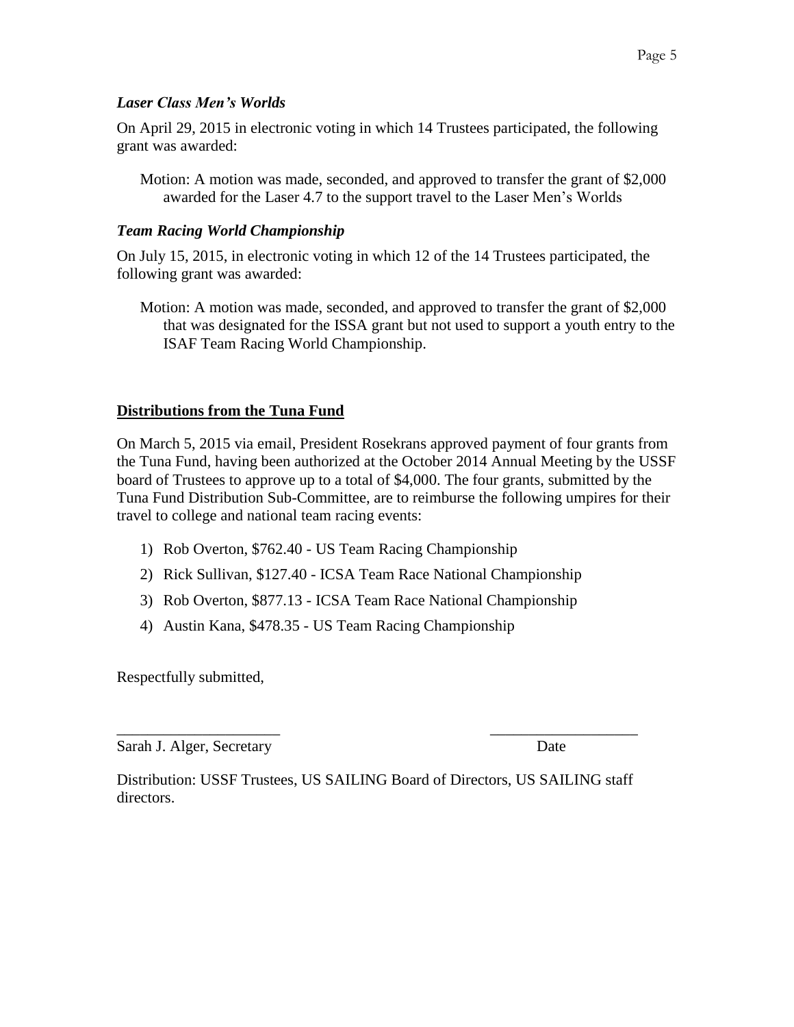### *Laser Class Men's Worlds*

On April 29, 2015 in electronic voting in which 14 Trustees participated, the following grant was awarded:

> Motion: A motion was made, seconded, and approved to transfer the grant of $2,000 awarded for the Laser 4.7 to the support travel to the Laser Men's Worlds

### *Team Racing World Championship*

On July 15, 2015, in electronic voting in which 12 of the 14 Trustees participated, the following grant was awarded:

> Motion: A motion was made, seconded, and approved to transfer the grant of $2,000 that was designated for the ISSA grant but not used to support a youth entry to the ISAF Team Racing World Championship.

## **Distributions from the Tuna Fund**

On March 5, 2015 via email, President Rosekrans approved payment of four grants from the Tuna Fund, having been authorized at the October 2014 Annual Meeting by the USSF board of Trustees to approve up to a total of $4,000. The four grants, submitted by the Tuna Fund Distribution Sub-Committee, are to reimburse the following umpires for their travel to college and national team racing events:

1) Rob Overton, $762.40 - US Team Racing Championship
2) Rick Sullivan, $127.40 - ICSA Team Race National Championship
3) Rob Overton, $877.13 - ICSA Team Race National Championship
4) Austin Kana, $478.35 - US Team Racing Championship

Respectfully submitted,

_____________________ ___________________

Sarah J. Alger, Secretary Date

Distribution: USSF Trustees, US SAILING Board of Directors, US SAILING staff directors.